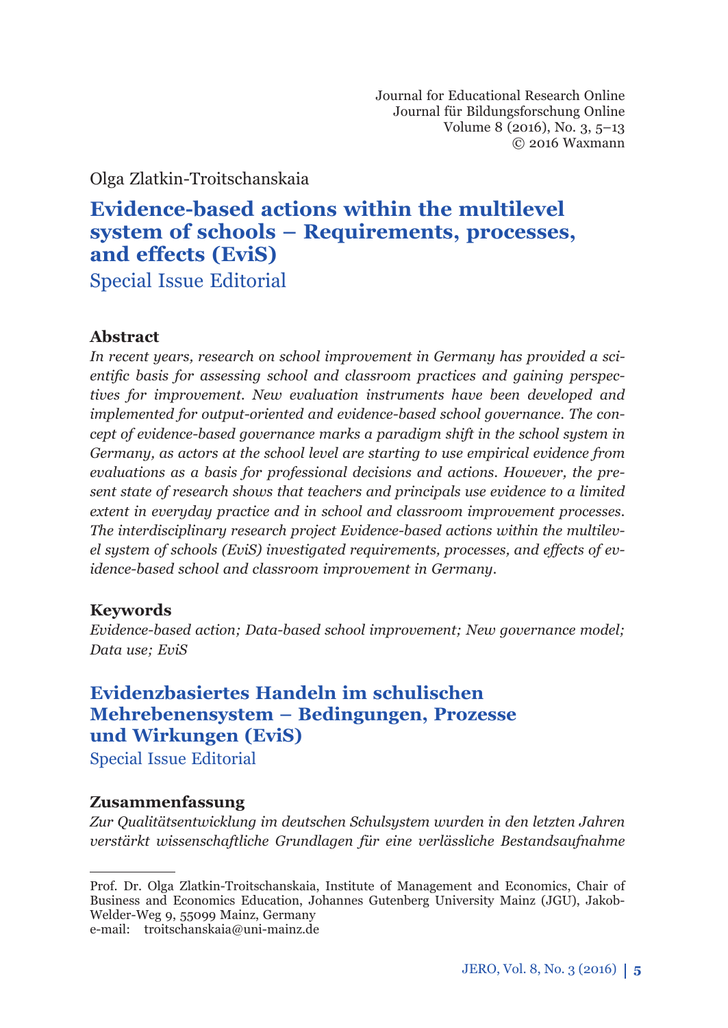Olga Zlatkin-Troitschanskaia

# Evidence-based actions within the multilevel system of schools – Requirements, processes, and effects (EviS)

Special Issue Editorial

## Abstract

*In recent years, research on school improvement in Germany has provided a scientific basis for assessing school and classroom practices and gaining perspectives for improvement. New evaluation instruments have been developed and implemented for output-oriented and evidence-based school governance. The concept of evidence-based governance marks a paradigm shift in the school system in Germany, as actors at the school level are starting to use empirical evidence from evaluations as a basis for professional decisions and actions. However, the present state of research shows that teachers and principals use evidence to a limited extent in everyday practice and in school and classroom improvement processes. The interdisciplinary research project Evidence-based actions within the multilevel system of schools (EviS) investigated requirements, processes, and effects of evidence-based school and classroom improvement in Germany.*

## Keywords

*Evidence-based action; Data-based school improvement; New governance model; Data use; EviS*

# Evidenzbasiertes Handeln im schulischen Mehrebenensystem – Bedingungen, Prozesse und Wirkungen (EviS)

Special Issue Editorial

## Zusammenfassung

*Zur Qualitätsentwicklung im deutschen Schulsystem wurden in den letzten Jahren verstärkt wissenschaftliche Grundlagen für eine verlässliche Bestandsaufnahme*

---

Prof. Dr. Olga Zlatkin-Troitschanskaia, Institute of Management and Economics, Chair of Business and Economics Education, Johannes Gutenberg University Mainz (JGU), Jakob-Welder-Weg 9, 55099 Mainz, Germany
e-mail: troitschanskaia@uni-mainz.de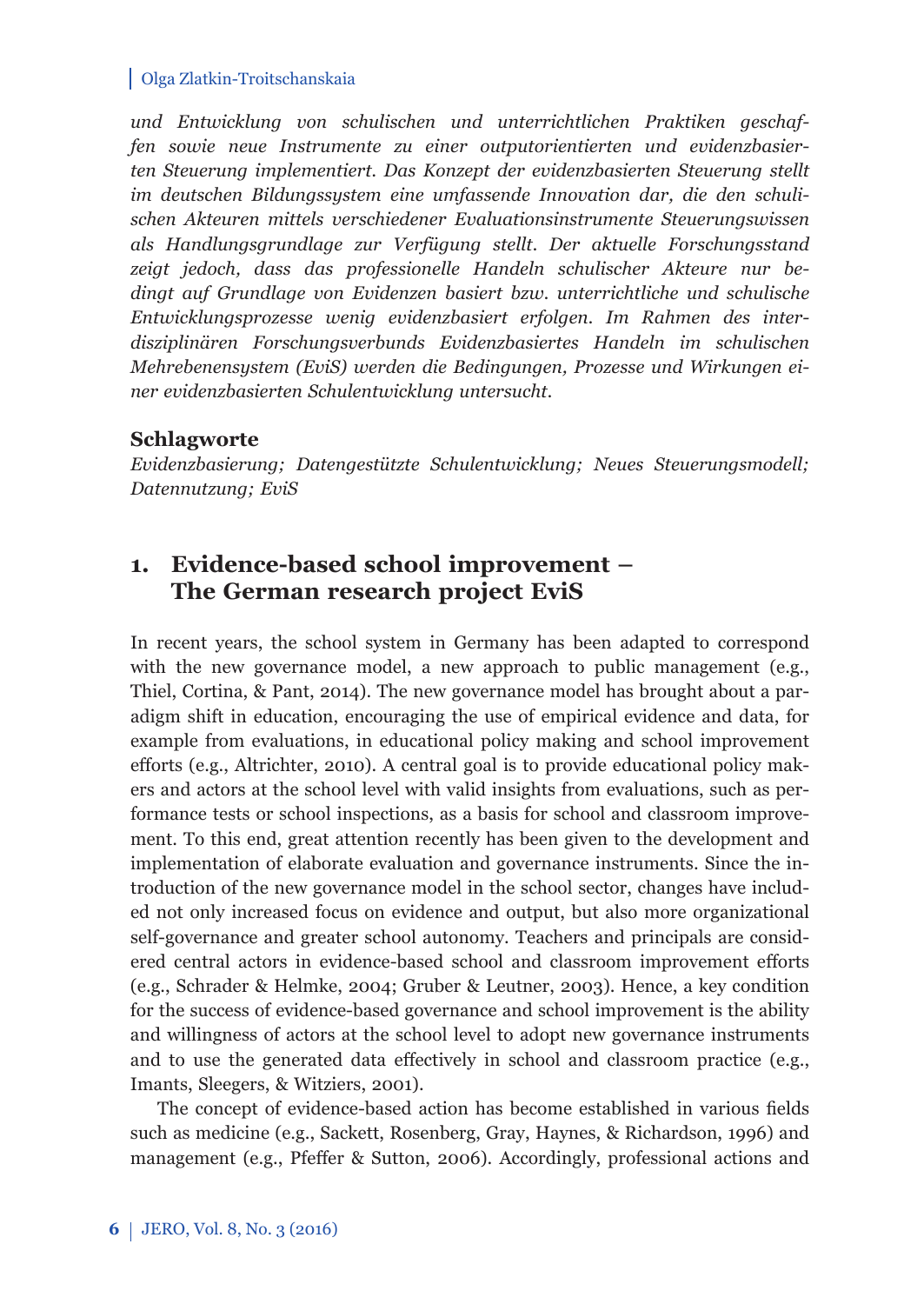*und Entwicklung von schulischen und unterrichtlichen Praktiken geschaffen sowie neue Instrumente zu einer outputorientierten und evidenzbasierten Steuerung implementiert. Das Konzept der evidenzbasierten Steuerung stellt im deutschen Bildungssystem eine umfassende Innovation dar, die den schulischen Akteuren mittels verschiedener Evaluationsinstrumente Steuerungswissen als Handlungsgrundlage zur Verfügung stellt. Der aktuelle Forschungsstand zeigt jedoch, dass das professionelle Handeln schulischer Akteure nur bedingt auf Grundlage von Evidenzen basiert bzw. unterrichtliche und schulische Entwicklungsprozesse wenig evidenzbasiert erfolgen. Im Rahmen des interdisziplinären Forschungsverbunds Evidenzbasiertes Handeln im schulischen Mehrebenensystem (EviS) werden die Bedingungen, Prozesse und Wirkungen einer evidenzbasierten Schulentwicklung untersucht.*

**Schlagworte**

*Evidenzbasierung; Datengestützte Schulentwicklung; Neues Steuerungsmodell; Datennutzung; EviS*

## 1. Evidence-based school improvement – The German research project EviS

In recent years, the school system in Germany has been adapted to correspond with the new governance model, a new approach to public management (e.g., Thiel, Cortina, & Pant, 2014). The new governance model has brought about a paradigm shift in education, encouraging the use of empirical evidence and data, for example from evaluations, in educational policy making and school improvement efforts (e.g., Altrichter, 2010). A central goal is to provide educational policy makers and actors at the school level with valid insights from evaluations, such as performance tests or school inspections, as a basis for school and classroom improvement. To this end, great attention recently has been given to the development and implementation of elaborate evaluation and governance instruments. Since the introduction of the new governance model in the school sector, changes have included not only increased focus on evidence and output, but also more organizational self-governance and greater school autonomy. Teachers and principals are considered central actors in evidence-based school and classroom improvement efforts (e.g., Schrader & Helmke, 2004; Gruber & Leutner, 2003). Hence, a key condition for the success of evidence-based governance and school improvement is the ability and willingness of actors at the school level to adopt new governance instruments and to use the generated data effectively in school and classroom practice (e.g., Imants, Sleegers, & Witziers, 2001).

The concept of evidence-based action has become established in various fields such as medicine (e.g., Sackett, Rosenberg, Gray, Haynes, & Richardson, 1996) and management (e.g., Pfeffer & Sutton, 2006). Accordingly, professional actions and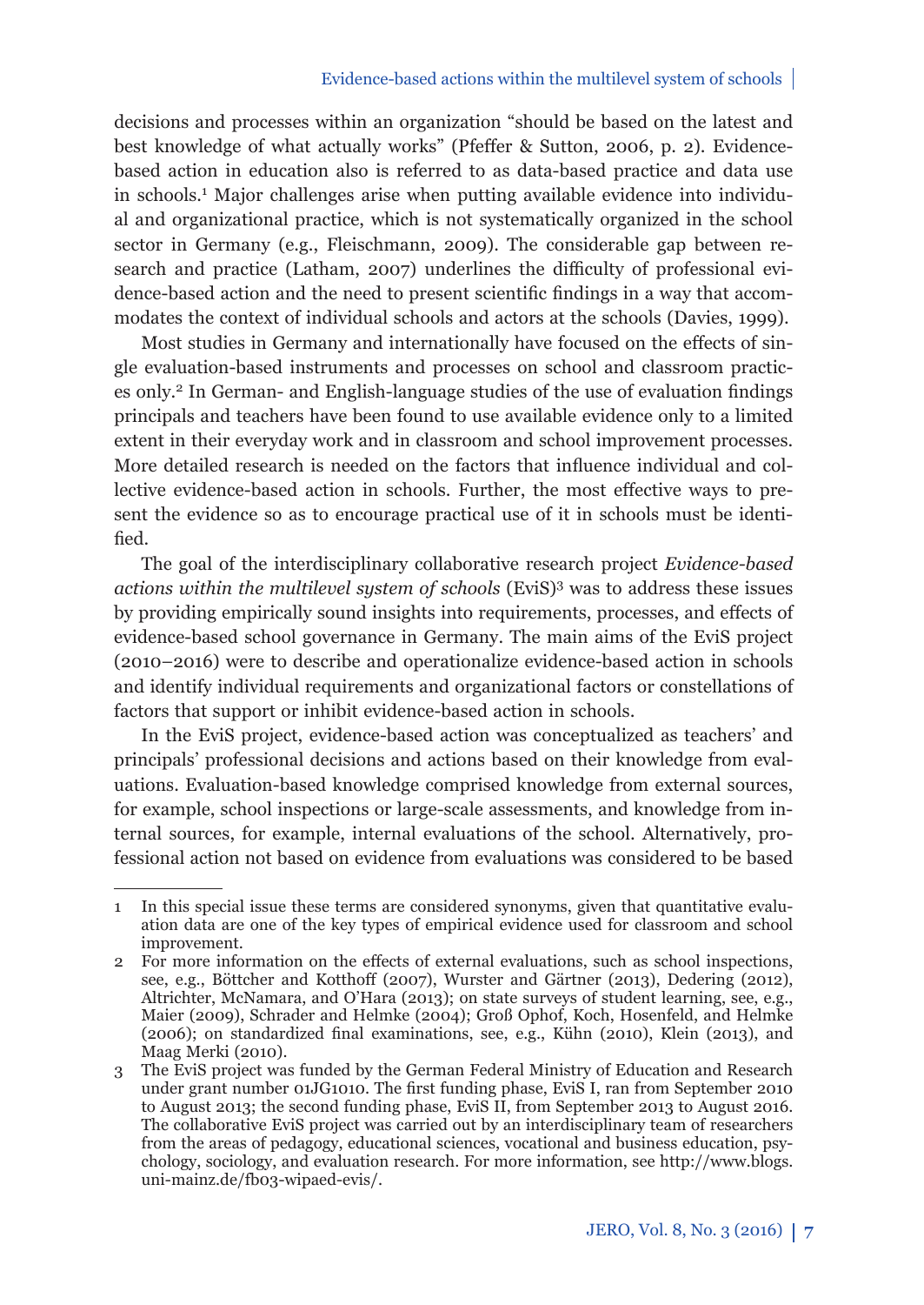decisions and processes within an organization "should be based on the latest and best knowledge of what actually works" (Pfeffer & Sutton, 2006, p. 2). Evidence-based action in education also is referred to as data-based practice and data use in schools.[1] Major challenges arise when putting available evidence into individual and organizational practice, which is not systematically organized in the school sector in Germany (e.g., Fleischmann, 2009). The considerable gap between research and practice (Latham, 2007) underlines the difficulty of professional evidence-based action and the need to present scientific findings in a way that accommodates the context of individual schools and actors at the schools (Davies, 1999).

Most studies in Germany and internationally have focused on the effects of single evaluation-based instruments and processes on school and classroom practices only.[2] In German- and English-language studies of the use of evaluation findings principals and teachers have been found to use available evidence only to a limited extent in their everyday work and in classroom and school improvement processes. More detailed research is needed on the factors that influence individual and collective evidence-based action in schools. Further, the most effective ways to present the evidence so as to encourage practical use of it in schools must be identified.

The goal of the interdisciplinary collaborative research project *Evidence-based actions within the multilevel system of schools* (EviS)[3] was to address these issues by providing empirically sound insights into requirements, processes, and effects of evidence-based school governance in Germany. The main aims of the EviS project (2010–2016) were to describe and operationalize evidence-based action in schools and identify individual requirements and organizational factors or constellations of factors that support or inhibit evidence-based action in schools.

In the EviS project, evidence-based action was conceptualized as teachers' and principals' professional decisions and actions based on their knowledge from evaluations. Evaluation-based knowledge comprised knowledge from external sources, for example, school inspections or large-scale assessments, and knowledge from internal sources, for example, internal evaluations of the school. Alternatively, professional action not based on evidence from evaluations was considered to be based

---

1 In this special issue these terms are considered synonyms, given that quantitative evaluation data are one of the key types of empirical evidence used for classroom and school improvement.

2 For more information on the effects of external evaluations, such as school inspections, see, e.g., Böttcher and Kotthoff (2007), Wurster and Gärtner (2013), Dedering (2012), Altrichter, McNamara, and O'Hara (2013); on state surveys of student learning, see, e.g., Maier (2009), Schrader and Helmke (2004); Groß Ophof, Koch, Hosenfeld, and Helmke (2006); on standardized final examinations, see, e.g., Kühn (2010), Klein (2013), and Maag Merki (2010).

3 The EviS project was funded by the German Federal Ministry of Education and Research under grant number 01JG1010. The first funding phase, EviS I, ran from September 2010 to August 2013; the second funding phase, EviS II, from September 2013 to August 2016. The collaborative EviS project was carried out by an interdisciplinary team of researchers from the areas of pedagogy, educational sciences, vocational and business education, psychology, sociology, and evaluation research. For more information, see http://www.blogs.uni-mainz.de/fb03-wipaed-evis/.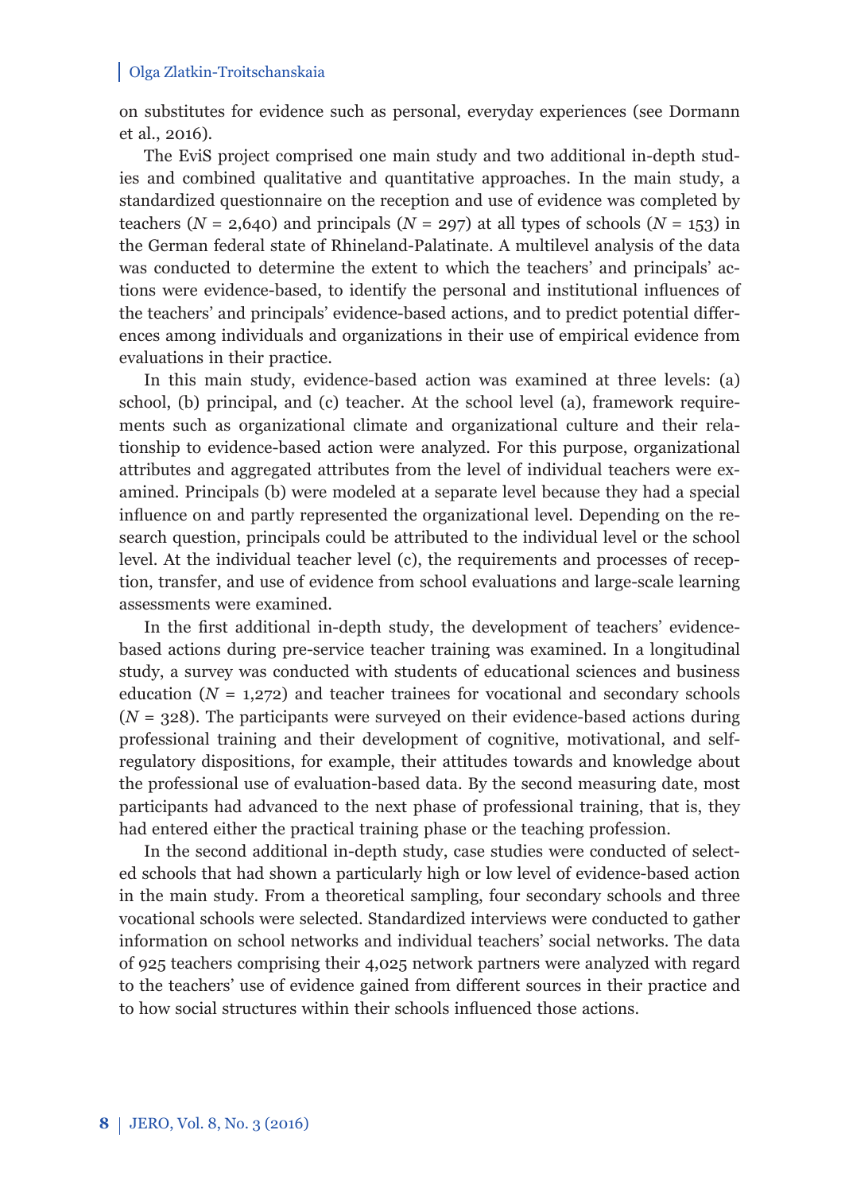on substitutes for evidence such as personal, everyday experiences (see Dormann et al., 2016).

The EviS project comprised one main study and two additional in-depth studies and combined qualitative and quantitative approaches. In the main study, a standardized questionnaire on the reception and use of evidence was completed by teachers (*N* = 2,640) and principals (*N* = 297) at all types of schools (*N* = 153) in the German federal state of Rhineland-Palatinate. A multilevel analysis of the data was conducted to determine the extent to which the teachers' and principals' actions were evidence-based, to identify the personal and institutional influences of the teachers' and principals' evidence-based actions, and to predict potential differences among individuals and organizations in their use of empirical evidence from evaluations in their practice.

In this main study, evidence-based action was examined at three levels: (a) school, (b) principal, and (c) teacher. At the school level (a), framework requirements such as organizational climate and organizational culture and their relationship to evidence-based action were analyzed. For this purpose, organizational attributes and aggregated attributes from the level of individual teachers were examined. Principals (b) were modeled at a separate level because they had a special influence on and partly represented the organizational level. Depending on the research question, principals could be attributed to the individual level or the school level. At the individual teacher level (c), the requirements and processes of reception, transfer, and use of evidence from school evaluations and large-scale learning assessments were examined.

In the first additional in-depth study, the development of teachers' evidence-based actions during pre-service teacher training was examined. In a longitudinal study, a survey was conducted with students of educational sciences and business education (*N* = 1,272) and teacher trainees for vocational and secondary schools (*N* = 328). The participants were surveyed on their evidence-based actions during professional training and their development of cognitive, motivational, and self-regulatory dispositions, for example, their attitudes towards and knowledge about the professional use of evaluation-based data. By the second measuring date, most participants had advanced to the next phase of professional training, that is, they had entered either the practical training phase or the teaching profession.

In the second additional in-depth study, case studies were conducted of selected schools that had shown a particularly high or low level of evidence-based action in the main study. From a theoretical sampling, four secondary schools and three vocational schools were selected. Standardized interviews were conducted to gather information on school networks and individual teachers' social networks. The data of 925 teachers comprising their 4,025 network partners were analyzed with regard to the teachers' use of evidence gained from different sources in their practice and to how social structures within their schools influenced those actions.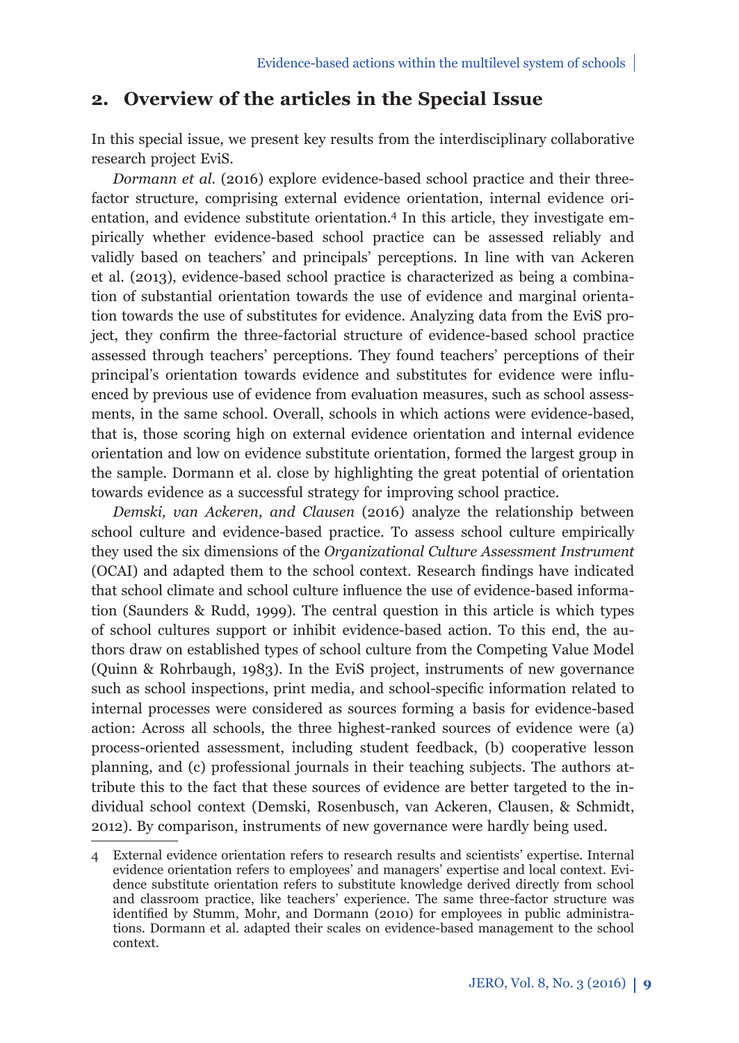## 2. Overview of the articles in the Special Issue

In this special issue, we present key results from the interdisciplinary collaborative research project EviS.

*Dormann et al.* (2016) explore evidence-based school practice and their three-factor structure, comprising external evidence orientation, internal evidence orientation, and evidence substitute orientation.[4] In this article, they investigate empirically whether evidence-based school practice can be assessed reliably and validly based on teachers' and principals' perceptions. In line with van Ackeren et al. (2013), evidence-based school practice is characterized as being a combination of substantial orientation towards the use of evidence and marginal orientation towards the use of substitutes for evidence. Analyzing data from the EviS project, they confirm the three-factorial structure of evidence-based school practice assessed through teachers' perceptions. They found teachers' perceptions of their principal's orientation towards evidence and substitutes for evidence were influenced by previous use of evidence from evaluation measures, such as school assessments, in the same school. Overall, schools in which actions were evidence-based, that is, those scoring high on external evidence orientation and internal evidence orientation and low on evidence substitute orientation, formed the largest group in the sample. Dormann et al. close by highlighting the great potential of orientation towards evidence as a successful strategy for improving school practice.

*Demski, van Ackeren, and Clausen* (2016) analyze the relationship between school culture and evidence-based practice. To assess school culture empirically they used the six dimensions of the *Organizational Culture Assessment Instrument* (OCAI) and adapted them to the school context. Research findings have indicated that school climate and school culture influence the use of evidence-based information (Saunders & Rudd, 1999). The central question in this article is which types of school cultures support or inhibit evidence-based action. To this end, the authors draw on established types of school culture from the Competing Value Model (Quinn & Rohrbaugh, 1983). In the EviS project, instruments of new governance such as school inspections, print media, and school-specific information related to internal processes were considered as sources forming a basis for evidence-based action: Across all schools, the three highest-ranked sources of evidence were (a) process-oriented assessment, including student feedback, (b) cooperative lesson planning, and (c) professional journals in their teaching subjects. The authors attribute this to the fact that these sources of evidence are better targeted to the individual school context (Demski, Rosenbusch, van Ackeren, Clausen, & Schmidt, 2012). By comparison, instruments of new governance were hardly being used.

---

4 External evidence orientation refers to research results and scientists' expertise. Internal evidence orientation refers to employees' and managers' expertise and local context. Evidence substitute orientation refers to substitute knowledge derived directly from school and classroom practice, like teachers' experience. The same three-factor structure was identified by Stumm, Mohr, and Dormann (2010) for employees in public administrations. Dormann et al. adapted their scales on evidence-based management to the school context.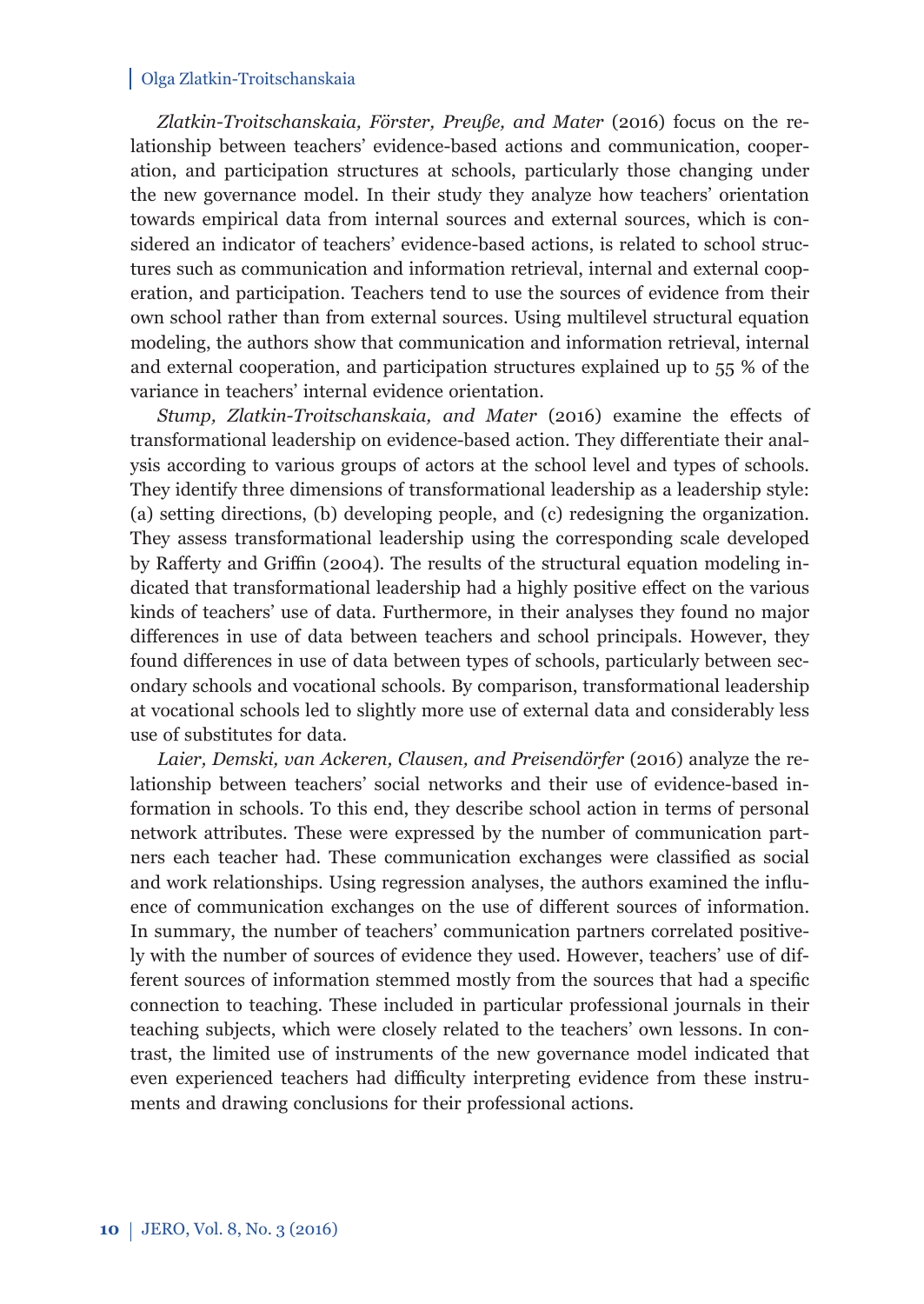*Zlatkin-Troitschanskaia, Förster, Preuße, and Mater* (2016) focus on the relationship between teachers' evidence-based actions and communication, cooperation, and participation structures at schools, particularly those changing under the new governance model. In their study they analyze how teachers' orientation towards empirical data from internal sources and external sources, which is considered an indicator of teachers' evidence-based actions, is related to school structures such as communication and information retrieval, internal and external cooperation, and participation. Teachers tend to use the sources of evidence from their own school rather than from external sources. Using multilevel structural equation modeling, the authors show that communication and information retrieval, internal and external cooperation, and participation structures explained up to 55 % of the variance in teachers' internal evidence orientation.

*Stump, Zlatkin-Troitschanskaia, and Mater* (2016) examine the effects of transformational leadership on evidence-based action. They differentiate their analysis according to various groups of actors at the school level and types of schools. They identify three dimensions of transformational leadership as a leadership style: (a) setting directions, (b) developing people, and (c) redesigning the organization. They assess transformational leadership using the corresponding scale developed by Rafferty and Griffin (2004). The results of the structural equation modeling indicated that transformational leadership had a highly positive effect on the various kinds of teachers' use of data. Furthermore, in their analyses they found no major differences in use of data between teachers and school principals. However, they found differences in use of data between types of schools, particularly between secondary schools and vocational schools. By comparison, transformational leadership at vocational schools led to slightly more use of external data and considerably less use of substitutes for data.

*Laier, Demski, van Ackeren, Clausen, and Preisendörfer* (2016) analyze the relationship between teachers' social networks and their use of evidence-based information in schools. To this end, they describe school action in terms of personal network attributes. These were expressed by the number of communication partners each teacher had. These communication exchanges were classified as social and work relationships. Using regression analyses, the authors examined the influence of communication exchanges on the use of different sources of information. In summary, the number of teachers' communication partners correlated positively with the number of sources of evidence they used. However, teachers' use of different sources of information stemmed mostly from the sources that had a specific connection to teaching. These included in particular professional journals in their teaching subjects, which were closely related to the teachers' own lessons. In contrast, the limited use of instruments of the new governance model indicated that even experienced teachers had difficulty interpreting evidence from these instruments and drawing conclusions for their professional actions.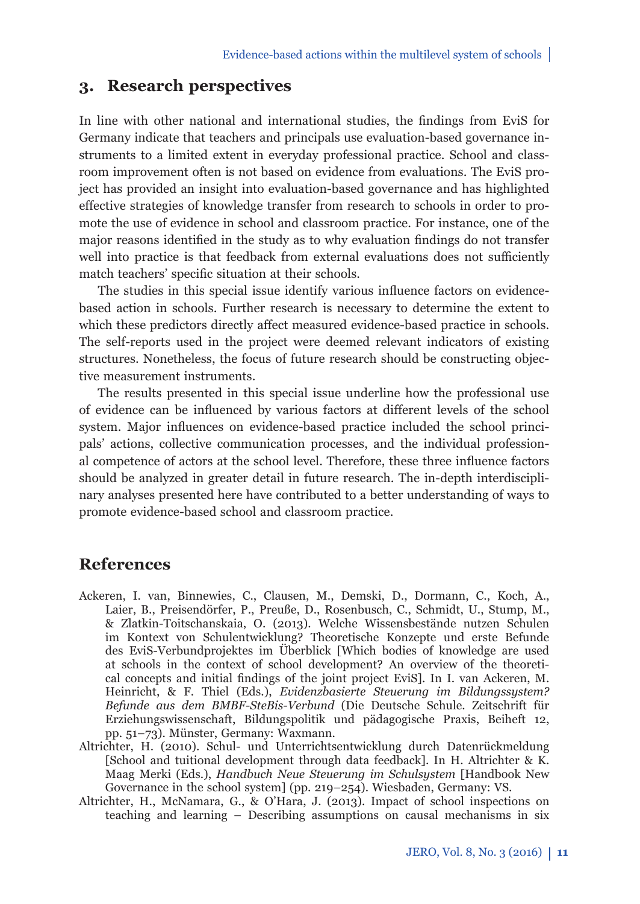## 3. Research perspectives

In line with other national and international studies, the findings from EviS for Germany indicate that teachers and principals use evaluation-based governance instruments to a limited extent in everyday professional practice. School and classroom improvement often is not based on evidence from evaluations. The EviS project has provided an insight into evaluation-based governance and has highlighted effective strategies of knowledge transfer from research to schools in order to promote the use of evidence in school and classroom practice. For instance, one of the major reasons identified in the study as to why evaluation findings do not transfer well into practice is that feedback from external evaluations does not sufficiently match teachers' specific situation at their schools.

The studies in this special issue identify various influence factors on evidence-based action in schools. Further research is necessary to determine the extent to which these predictors directly affect measured evidence-based practice in schools. The self-reports used in the project were deemed relevant indicators of existing structures. Nonetheless, the focus of future research should be constructing objective measurement instruments.

The results presented in this special issue underline how the professional use of evidence can be influenced by various factors at different levels of the school system. Major influences on evidence-based practice included the school principals' actions, collective communication processes, and the individual professional competence of actors at the school level. Therefore, these three influence factors should be analyzed in greater detail in future research. The in-depth interdisciplinary analyses presented here have contributed to a better understanding of ways to promote evidence-based school and classroom practice.

## References

Ackeren, I. van, Binnewies, C., Clausen, M., Demski, D., Dormann, C., Koch, A., Laier, B., Preisendörfer, P., Preuße, D., Rosenbusch, C., Schmidt, U., Stump, M., & Zlatkin-Troitschanskaia, O. (2013). Welche Wissensbestände nutzen Schulen im Kontext von Schulentwicklung? Theoretische Konzepte und erste Befunde des EviS-Verbundprojektes im Überblick [Which bodies of knowledge are used at schools in the context of school development? An overview of the theoretical concepts and initial findings of the joint project EviS]. In I. van Ackeren, M. Heinricht, & F. Thiel (Eds.), *Evidenzbasierte Steuerung im Bildungssystem? Befunde aus dem BMBF-SteBis-Verbund* (Die Deutsche Schule. Zeitschrift für Erziehungswissenschaft, Bildungspolitik und pädagogische Praxis, Beiheft 12, pp. 51–73). Münster, Germany: Waxmann.

Altrichter, H. (2010). Schul- und Unterrichtsentwicklung durch Datenrückmeldung [School and tuitional development through data feedback]. In H. Altrichter & K. Maag Merki (Eds.), *Handbuch Neue Steuerung im Schulsystem* [Handbook New Governance in the school system] (pp. 219–254). Wiesbaden, Germany: VS.

Altrichter, H., McNamara, G., & O'Hara, J. (2013). Impact of school inspections on teaching and learning – Describing assumptions on causal mechanisms in six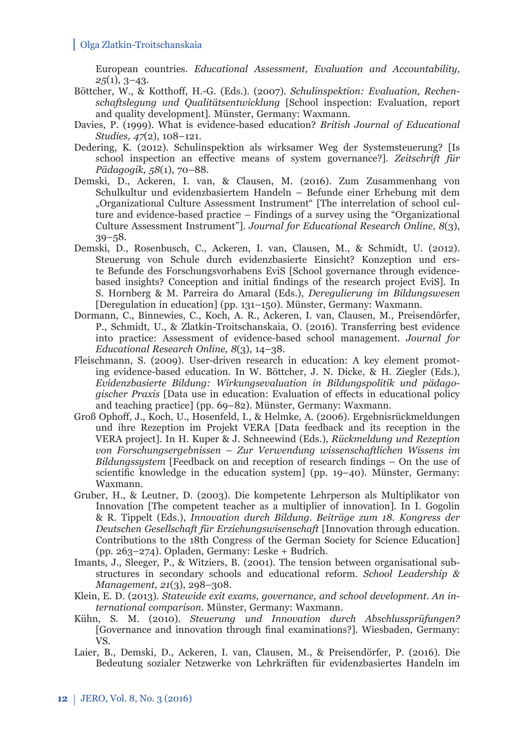European countries. *Educational Assessment, Evaluation and Accountability, 25*(1), 3–43.

Böttcher, W., & Kotthoff, H.-G. (Eds.). (2007). *Schulinspektion: Evaluation, Rechenschaftslegung und Qualitätsentwicklung* [School inspection: Evaluation, report and quality development]. Münster, Germany: Waxmann.

Davies, P. (1999). What is evidence-based education? *British Journal of Educational Studies, 47*(2), 108–121.

Dedering, K. (2012). Schulinspektion als wirksamer Weg der Systemsteuerung? [Is school inspection an effective means of system governance?]. *Zeitschrift für Pädagogik, 58*(1), 70–88.

Demski, D., Ackeren, I. van, & Clausen, M. (2016). Zum Zusammenhang von Schulkultur und evidenzbasiertem Handeln – Befunde einer Erhebung mit dem „Organizational Culture Assessment Instrument“ [The interrelation of school culture and evidence-based practice – Findings of a survey using the "Organizational Culture Assessment Instrument"]. *Journal for Educational Research Online, 8*(3), 39–58.

Demski, D., Rosenbusch, C., Ackeren, I. van, Clausen, M., & Schmidt, U. (2012). Steuerung von Schule durch evidenzbasierte Einsicht? Konzeption und erste Befunde des Forschungsvorhabens EviS [School governance through evidence-based insights? Conception and initial findings of the research project EviS]. In S. Hornberg & M. Parreira do Amaral (Eds.), *Deregulierung im Bildungswesen* [Deregulation in education] (pp. 131–150). Münster, Germany: Waxmann.

Dormann, C., Binnewies, C., Koch, A. R., Ackeren, I. van, Clausen, M., Preisendörfer, P., Schmidt, U., & Zlatkin-Troitschanskaia, O. (2016). Transferring best evidence into practice: Assessment of evidence-based school management. *Journal for Educational Research Online, 8*(3), 14–38.

Fleischmann, S. (2009). User-driven research in education: A key element promoting evidence-based education. In W. Böttcher, J. N. Dicke, & H. Ziegler (Eds.), *Evidenzbasierte Bildung: Wirkungsevaluation in Bildungspolitik und pädagogischer Praxis* [Data use in education: Evaluation of effects in educational policy and teaching practice] (pp. 69–82). Münster, Germany: Waxmann.

Groß Ophoff, J., Koch, U., Hosenfeld, I., & Helmke, A. (2006). Ergebnisrückmeldungen und ihre Rezeption im Projekt VERA [Data feedback and its reception in the VERA project]. In H. Kuper & J. Schneewind (Eds.), *Rückmeldung und Rezeption von Forschungsergebnissen – Zur Verwendung wissenschaftlichen Wissens im Bildungssystem* [Feedback on and reception of research findings – On the use of scientific knowledge in the education system] (pp. 19–40). Münster, Germany: Waxmann.

Gruber, H., & Leutner, D. (2003). Die kompetente Lehrperson als Multiplikator von Innovation [The competent teacher as a multiplier of innovation]. In I. Gogolin & R. Tippelt (Eds.), *Innovation durch Bildung. Beiträge zum 18. Kongress der Deutschen Gesellschaft für Erziehungswisenschaft* [Innovation through education. Contributions to the 18th Congress of the German Society for Science Education] (pp. 263–274). Opladen, Germany: Leske + Budrich.

Imants, J., Sleeger, P., & Witziers, B. (2001). The tension between organisational substructures in secondary schools and educational reform. *School Leadership & Management, 21*(3), 298–308.

Klein, E. D. (2013). *Statewide exit exams, governance, and school development. An international comparison*. Münster, Germany: Waxmann.

Kühn, S. M. (2010). *Steuerung und Innovation durch Abschlussprüfungen?* [Governance and innovation through final examinations?]. Wiesbaden, Germany: VS.

Laier, B., Demski, D., Ackeren, I. van, Clausen, M., & Preisendörfer, P. (2016). Die Bedeutung sozialer Netzwerke von Lehrkräften für evidenzbasiertes Handeln im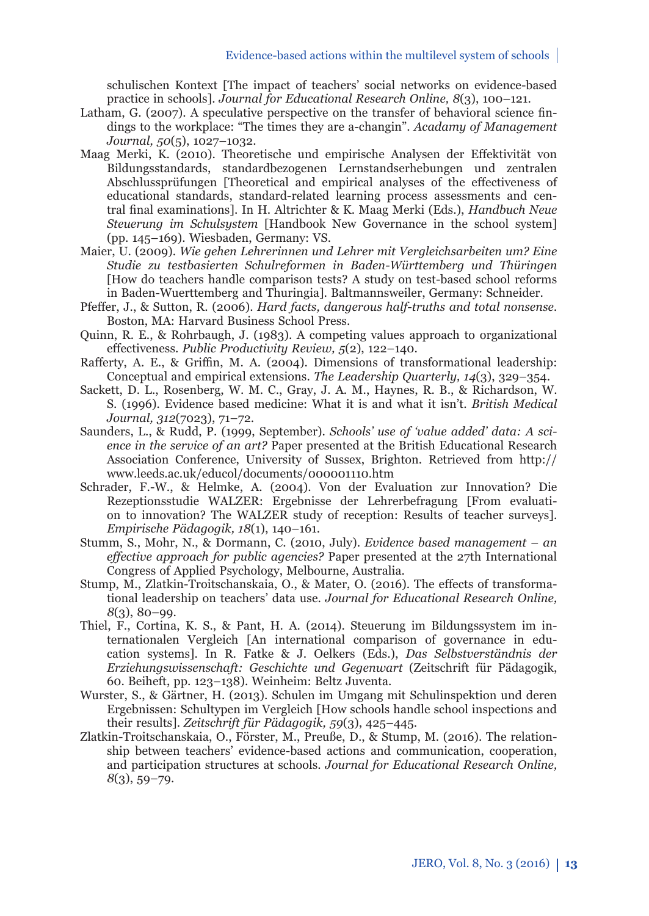schulischen Kontext [The impact of teachers' social networks on evidence-based practice in schools]. *Journal for Educational Research Online, 8*(3), 100–121.

Latham, G. (2007). A speculative perspective on the transfer of behavioral science findings to the workplace: "The times they are a-changin". *Acadamy of Management Journal, 50*(5), 1027–1032.

Maag Merki, K. (2010). Theoretische und empirische Analysen der Effektivität von Bildungsstandards, standardbezogenen Lernstandserhebungen und zentralen Abschlussprüfungen [Theoretical and empirical analyses of the effectiveness of educational standards, standard-related learning process assessments and central final examinations]. In H. Altrichter & K. Maag Merki (Eds.), *Handbuch Neue Steuerung im Schulsystem* [Handbook New Governance in the school system] (pp. 145–169). Wiesbaden, Germany: VS.

Maier, U. (2009). *Wie gehen Lehrerinnen und Lehrer mit Vergleichsarbeiten um? Eine Studie zu testbasierten Schulreformen in Baden-Württemberg und Thüringen* [How do teachers handle comparison tests? A study on test-based school reforms in Baden-Wuerttemberg and Thuringia]. Baltmannsweiler, Germany: Schneider.

Pfeffer, J., & Sutton, R. (2006). *Hard facts, dangerous half-truths and total nonsense*. Boston, MA: Harvard Business School Press.

Quinn, R. E., & Rohrbaugh, J. (1983). A competing values approach to organizational effectiveness. *Public Productivity Review, 5*(2), 122–140.

Rafferty, A. E., & Griffin, M. A. (2004). Dimensions of transformational leadership: Conceptual and empirical extensions. *The Leadership Quarterly, 14*(3), 329–354.

Sackett, D. L., Rosenberg, W. M. C., Gray, J. A. M., Haynes, R. B., & Richardson, W. S. (1996). Evidence based medicine: What it is and what it isn't. *British Medical Journal, 312*(7023), 71–72.

Saunders, L., & Rudd, P. (1999, September). *Schools' use of 'value added' data: A science in the service of an art?* Paper presented at the British Educational Research Association Conference, University of Sussex, Brighton. Retrieved from http://www.leeds.ac.uk/educol/documents/000001110.htm

Schrader, F.-W., & Helmke, A. (2004). Von der Evaluation zur Innovation? Die Rezeptionsstudie WALZER: Ergebnisse der Lehrerbefragung [From evaluation to innovation? The WALZER study of reception: Results of teacher surveys]. *Empirische Pädagogik, 18*(1), 140–161.

Stumm, S., Mohr, N., & Dormann, C. (2010, July). *Evidence based management – an effective approach for public agencies?* Paper presented at the 27th International Congress of Applied Psychology, Melbourne, Australia.

Stump, M., Zlatkin-Troitschanskaia, O., & Mater, O. (2016). The effects of transformational leadership on teachers' data use. *Journal for Educational Research Online, 8*(3), 80–99.

Thiel, F., Cortina, K. S., & Pant, H. A. (2014). Steuerung im Bildungssystem im internationalen Vergleich [An international comparison of governance in education systems]. In R. Fatke & J. Oelkers (Eds.), *Das Selbstverständnis der Erziehungswissenschaft: Geschichte und Gegenwart* (Zeitschrift für Pädagogik, 60. Beiheft, pp. 123–138). Weinheim: Beltz Juventa.

Wurster, S., & Gärtner, H. (2013). Schulen im Umgang mit Schulinspektion und deren Ergebnissen: Schultypen im Vergleich [How schools handle school inspections and their results]. *Zeitschrift für Pädagogik, 59*(3), 425–445.

Zlatkin-Troitschanskaia, O., Förster, M., Preuße, D., & Stump, M. (2016). The relationship between teachers' evidence-based actions and communication, cooperation, and participation structures at schools. *Journal for Educational Research Online, 8*(3), 59–79.